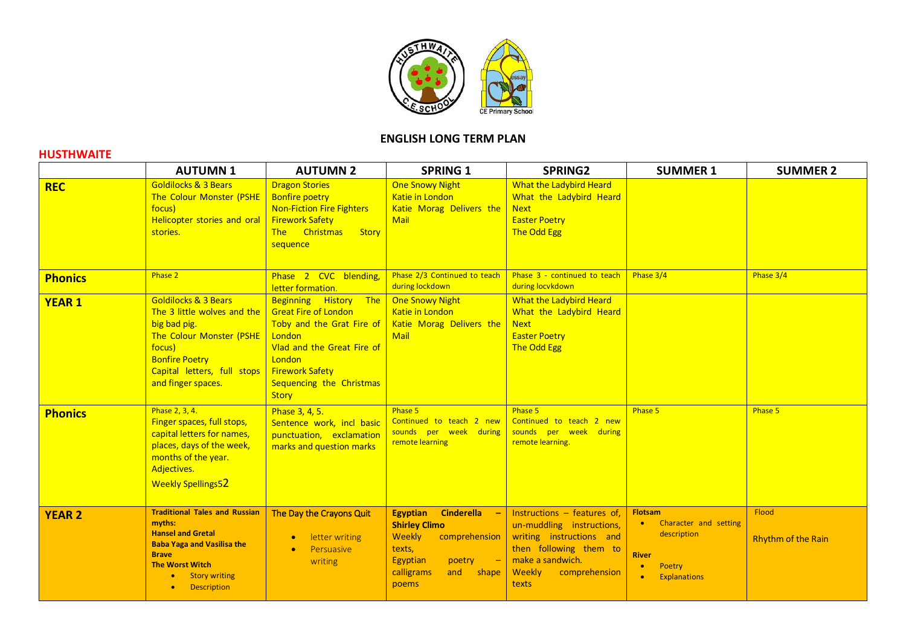## ENGLISH LONG TERM PLAN

**HUSTHWAITE**

| | AUTUMN 1 | AUTUMN 2 | SPRING 1 | SPRING2 | SUMMER 1 | SUMMER 2 |
|---|---|---|---|---|---|---|
| **REC** | Goldilocks & 3 Bears<br>The Colour Monster (PSHE focus)<br>Helicopter stories and oral stories. | Dragon Stories<br>Bonfire poetry<br>Non-Fiction Fire Fighters<br>Firework Safety<br>The Christmas Story sequence | One Snowy Night<br>Katie in London<br>Katie Morag Delivers the Mail | What the Ladybird Heard<br>What the Ladybird Heard Next<br>Easter Poetry<br>The Odd Egg | | |
| **Phonics** | Phase 2 | Phase 2 CVC blending, letter formation. | Phase 2/3 Continued to teach during lockdown | Phase 3 - continued to teach during locvkdown | Phase 3/4 | Phase 3/4 |
| **YEAR 1** | Goldilocks & 3 Bears<br>The 3 little wolves and the big bad pig.<br>The Colour Monster (PSHE focus)<br>Bonfire Poetry<br>Capital letters, full stops and finger spaces. | Beginning History The Great Fire of London<br>Toby and the Grat Fire of London<br>Vlad and the Great Fire of London<br>Firework Safety<br>Sequencing the Christmas Story | One Snowy Night<br>Katie in London<br>Katie Morag Delivers the Mail | What the Ladybird Heard<br>What the Ladybird Heard Next<br>Easter Poetry<br>The Odd Egg | | |
| **Phonics** | Phase 2, 3, 4.<br>Finger spaces, full stops, capital letters for names, places, days of the week, months of the year.<br>Adjectives.<br>Weekly Spellings52 | Phase 3, 4, 5.<br>Sentence work, incl basic punctuation, exclamation marks and question marks | Phase 5<br>Continued to teach 2 new sounds per week during remote learning | Phase 5<br>Continued to teach 2 new sounds per week during remote learning. | Phase 5 | Phase 5 |
| **YEAR 2** | **Traditional Tales and Russian myths:**<br>**Hansel and Gretal**<br>**Baba Yaga and Vasilisa the Brave**<br>**The Worst Witch**<br>• Story writing<br>• Description | The Day the Crayons Quit<br>• letter writing<br>• Persuasive writing | **Egyptian Cinderella – Shirley Climo**<br>Weekly comprehension texts,<br>Egyptian poetry – calligrams and shape poems | Instructions – features of, un-muddling instructions, writing instructions and then following them to make a sandwich.<br>Weekly comprehension texts | **Flotsam**<br>• Character and setting description<br>**River**<br>• Poetry<br>• Explanations | Flood<br>Rhythm of the Rain |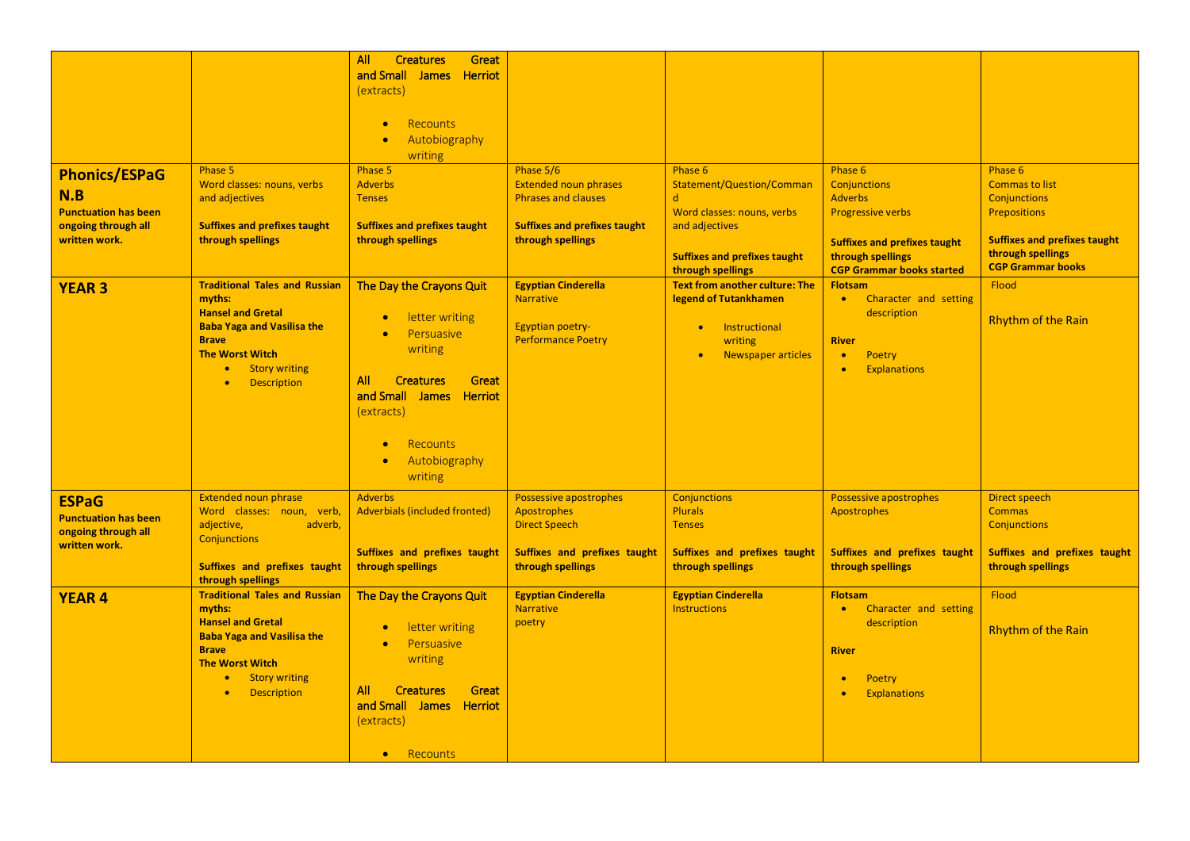| | | | | | | |
|---|---|---|---|---|---|---|
| | | **All Creatures Great and Small James Herriot** (extracts)<br>• Recounts<br>• Autobiography writing | | | | |
| **Phonics/ESPaG N.B**<br>**Punctuation has been ongoing through all written work.** | Phase 5<br>Word classes: nouns, verbs and adjectives<br><br>**Suffixes and prefixes taught through spellings** | Phase 5<br>Adverbs<br>Tenses<br><br>**Suffixes and prefixes taught through spellings** | Phase 5/6<br>Extended noun phrases<br>Phrases and clauses<br><br>**Suffixes and prefixes taught through spellings** | Phase 6<br>Statement/Question/Command<br>Word classes: nouns, verbs and adjectives<br><br>**Suffixes and prefixes taught through spellings** | Phase 6<br>Conjunctions<br>Adverbs<br>Progressive verbs<br><br>**Suffixes and prefixes taught through spellings**<br>**CGP Grammar books started** | Phase 6<br>Commas to list<br>Conjunctions<br>Prepositions<br><br>**Suffixes and prefixes taught through spellings**<br>**CGP Grammar books** |
| **YEAR 3** | **Traditional Tales and Russian myths:**<br>**Hansel and Gretal**<br>**Baba Yaga and Vasilisa the Brave**<br>**The Worst Witch**<br>• Story writing<br>• Description | The Day the Crayons Quit<br>• letter writing<br>• Persuasive writing<br><br>**All Creatures Great and Small James Herriot** (extracts)<br>• Recounts<br>• Autobiography writing | **Egyptian Cinderella**<br>Narrative<br><br>Egyptian poetry-<br>Performance Poetry | **Text from another culture: The legend of Tutankhamen**<br>• Instructional writing<br>• Newspaper articles | **Flotsam**<br>• Character and setting description<br><br>**River**<br>• Poetry<br>• Explanations | Flood<br><br>Rhythm of the Rain |
| **ESPaG**<br>**Punctuation has been ongoing through all written work.** | Extended noun phrase<br>Word classes: noun, verb, adjective, adverb,<br>Conjunctions<br><br>**Suffixes and prefixes taught through spellings** | Adverbs<br>Adverbials (included fronted)<br><br>**Suffixes and prefixes taught through spellings** | Possessive apostrophes<br>Apostrophes<br>Direct Speech<br><br>**Suffixes and prefixes taught through spellings** | Conjunctions<br>Plurals<br>Tenses<br><br>**Suffixes and prefixes taught through spellings** | Possessive apostrophes<br>Apostrophes<br><br>**Suffixes and prefixes taught through spellings** | Direct speech<br>Commas<br>Conjunctions<br><br>**Suffixes and prefixes taught through spellings** |
| **YEAR 4** | **Traditional Tales and Russian myths:**<br>**Hansel and Gretal**<br>**Baba Yaga and Vasilisa the Brave**<br>**The Worst Witch**<br>• Story writing<br>• Description | The Day the Crayons Quit<br>• letter writing<br>• Persuasive writing<br><br>**All Creatures Great and Small James Herriot** (extracts)<br>• Recounts | **Egyptian Cinderella**<br>Narrative<br>poetry | **Egyptian Cinderella**<br>Instructions | **Flotsam**<br>• Character and setting description<br><br>**River**<br>• Poetry<br>• Explanations | Flood<br><br>Rhythm of the Rain |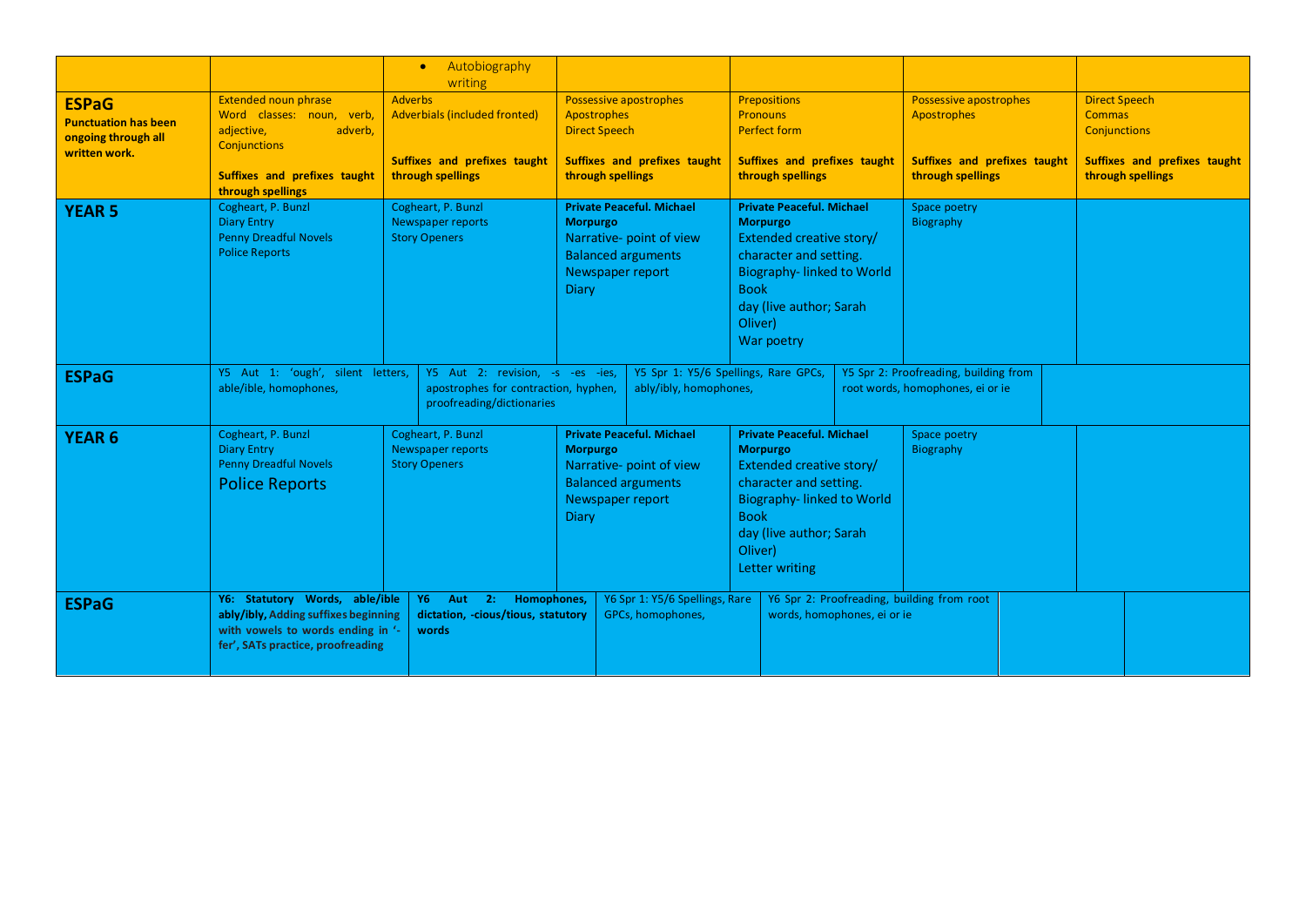| | | | | | | |
|---|---|---|---|---|---|---|
| | | • Autobiography writing | | | | |
| **ESPaG**<br>**Punctuation has been ongoing through all written work.** | Extended noun phrase<br>Word classes: noun, verb, adjective, adverb,<br>Conjunctions<br><br>**Suffixes and prefixes taught through spellings** | Adverbs<br>Adverbials (included fronted)<br><br>**Suffixes and prefixes taught through spellings** | Possessive apostrophes<br>Apostrophes<br>Direct Speech<br><br>**Suffixes and prefixes taught through spellings** | Prepositions<br>Pronouns<br>Perfect form<br><br>**Suffixes and prefixes taught through spellings** | Possessive apostrophes<br>Apostrophes<br><br>**Suffixes and prefixes taught through spellings** | Direct Speech<br>Commas<br>Conjunctions<br><br>**Suffixes and prefixes taught through spellings** |
| **YEAR 5** | Cogheart, P. Bunzl<br>Diary Entry<br>Penny Dreadful Novels<br>Police Reports | Cogheart, P. Bunzl<br>Newspaper reports<br>Story Openers | **Private Peaceful. Michael Morpurgo**<br>Narrative- point of view<br>Balanced arguments<br>Newspaper report<br>Diary | **Private Peaceful. Michael Morpurgo**<br>Extended creative story/ character and setting.<br>Biography- linked to World Book day (live author; Sarah Oliver)<br>War poetry | Space poetry<br>Biography | |
| **ESPaG** | Y5 Aut 1: 'ough', silent letters, able/ible, homophones, | Y5 Aut 2: revision, -s -es -ies, apostrophes for contraction, hyphen, proofreading/dictionaries | Y5 Spr 1: Y5/6 Spellings, Rare GPCs, ably/ibly, homophones, | Y5 Spr 2: Proofreading, building from root words, homophones, ei or ie | | |
| **YEAR 6** | Cogheart, P. Bunzl<br>Diary Entry<br>Penny Dreadful Novels<br>Police Reports | Cogheart, P. Bunzl<br>Newspaper reports<br>Story Openers | **Private Peaceful. Michael Morpurgo**<br>Narrative- point of view<br>Balanced arguments<br>Newspaper report<br>Diary | **Private Peaceful. Michael Morpurgo**<br>Extended creative story/ character and setting.<br>Biography- linked to World Book day (live author; Sarah Oliver)<br>Letter writing | Space poetry<br>Biography | |
| **ESPaG** | **Y6: Statutory Words, able/ible ably/ibly, Adding suffixes beginning with vowels to words ending in '-fer', SATs practice, proofreading** | **Y6 Aut 2: Homophones, dictation, -cious/tious, statutory words** | Y6 Spr 1: Y5/6 Spellings, Rare GPCs, homophones, | Y6 Spr 2: Proofreading, building from root words, homophones, ei or ie | | |